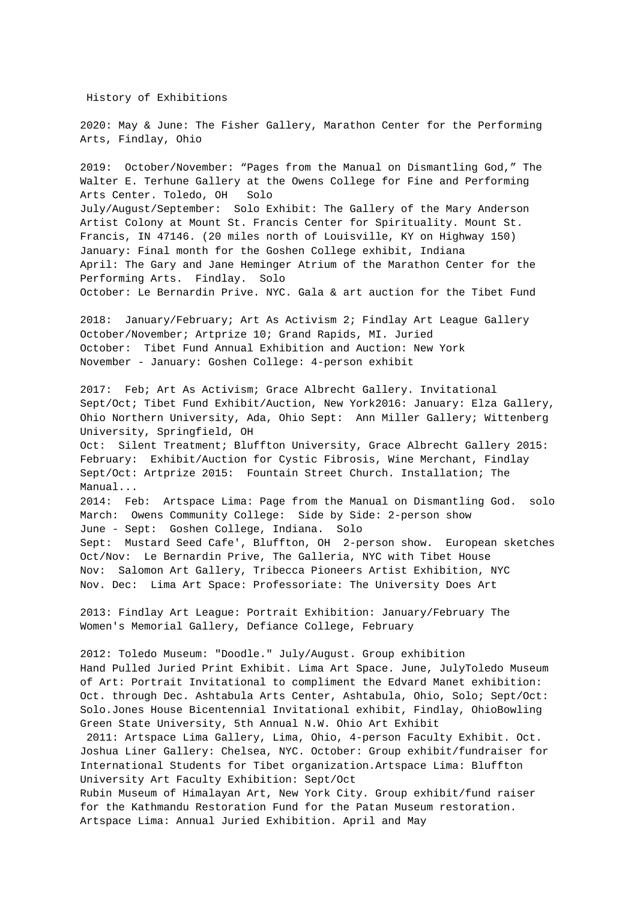# History of Exhibitions

2020: May & June: The Fisher Gallery, Marathon Center for the Performing Arts, Findlay, Ohio

2019: October/November: "Pages from the Manual on Dismantling God," The Walter E. Terhune Gallery at the Owens College for Fine and Performing Arts Center. Toledo, OH Solo
July/August/September: Solo Exhibit: The Gallery of the Mary Anderson Artist Colony at Mount St. Francis Center for Spirituality. Mount St. Francis, IN 47146. (20 miles north of Louisville, KY on Highway 150)
January: Final month for the Goshen College exhibit, Indiana
April: The Gary and Jane Heminger Atrium of the Marathon Center for the Performing Arts. Findlay. Solo
October: Le Bernardin Prive. NYC. Gala & art auction for the Tibet Fund

2018: January/February; Art As Activism 2; Findlay Art League Gallery
October/November; Artprize 10; Grand Rapids, MI. Juried
October: Tibet Fund Annual Exhibition and Auction: New York
November - January: Goshen College: 4-person exhibit

2017: Feb; Art As Activism; Grace Albrecht Gallery. Invitational
Sept/Oct; Tibet Fund Exhibit/Auction, New York2016: January: Elza Gallery, Ohio Northern University, Ada, Ohio Sept: Ann Miller Gallery; Wittenberg University, Springfield, OH
Oct: Silent Treatment; Bluffton University, Grace Albrecht Gallery 2015: February: Exhibit/Auction for Cystic Fibrosis, Wine Merchant, Findlay
Sept/Oct: Artprize 2015: Fountain Street Church. Installation; The Manual...
2014: Feb: Artspace Lima: Page from the Manual on Dismantling God. solo
March: Owens Community College: Side by Side: 2-person show
June - Sept: Goshen College, Indiana. Solo
Sept: Mustard Seed Cafe', Bluffton, OH 2-person show. European sketches
Oct/Nov: Le Bernardin Prive, The Galleria, NYC with Tibet House
Nov: Salomon Art Gallery, Tribecca Pioneers Artist Exhibition, NYC
Nov. Dec: Lima Art Space: Professoriate: The University Does Art

2013: Findlay Art League: Portrait Exhibition: January/February The Women's Memorial Gallery, Defiance College, February

2012: Toledo Museum: "Doodle." July/August. Group exhibition
Hand Pulled Juried Print Exhibit. Lima Art Space. June, JulyToledo Museum of Art: Portrait Invitational to compliment the Edvard Manet exhibition: Oct. through Dec. Ashtabula Arts Center, Ashtabula, Ohio, Solo; Sept/Oct: Solo.Jones House Bicentennial Invitational exhibit, Findlay, OhioBowling Green State University, 5th Annual N.W. Ohio Art Exhibit
2011: Artspace Lima Gallery, Lima, Ohio, 4-person Faculty Exhibit. Oct. Joshua Liner Gallery: Chelsea, NYC. October: Group exhibit/fundraiser for International Students for Tibet organization.Artspace Lima: Bluffton University Art Faculty Exhibition: Sept/Oct
Rubin Museum of Himalayan Art, New York City. Group exhibit/fund raiser for the Kathmandu Restoration Fund for the Patan Museum restoration.
Artspace Lima: Annual Juried Exhibition. April and May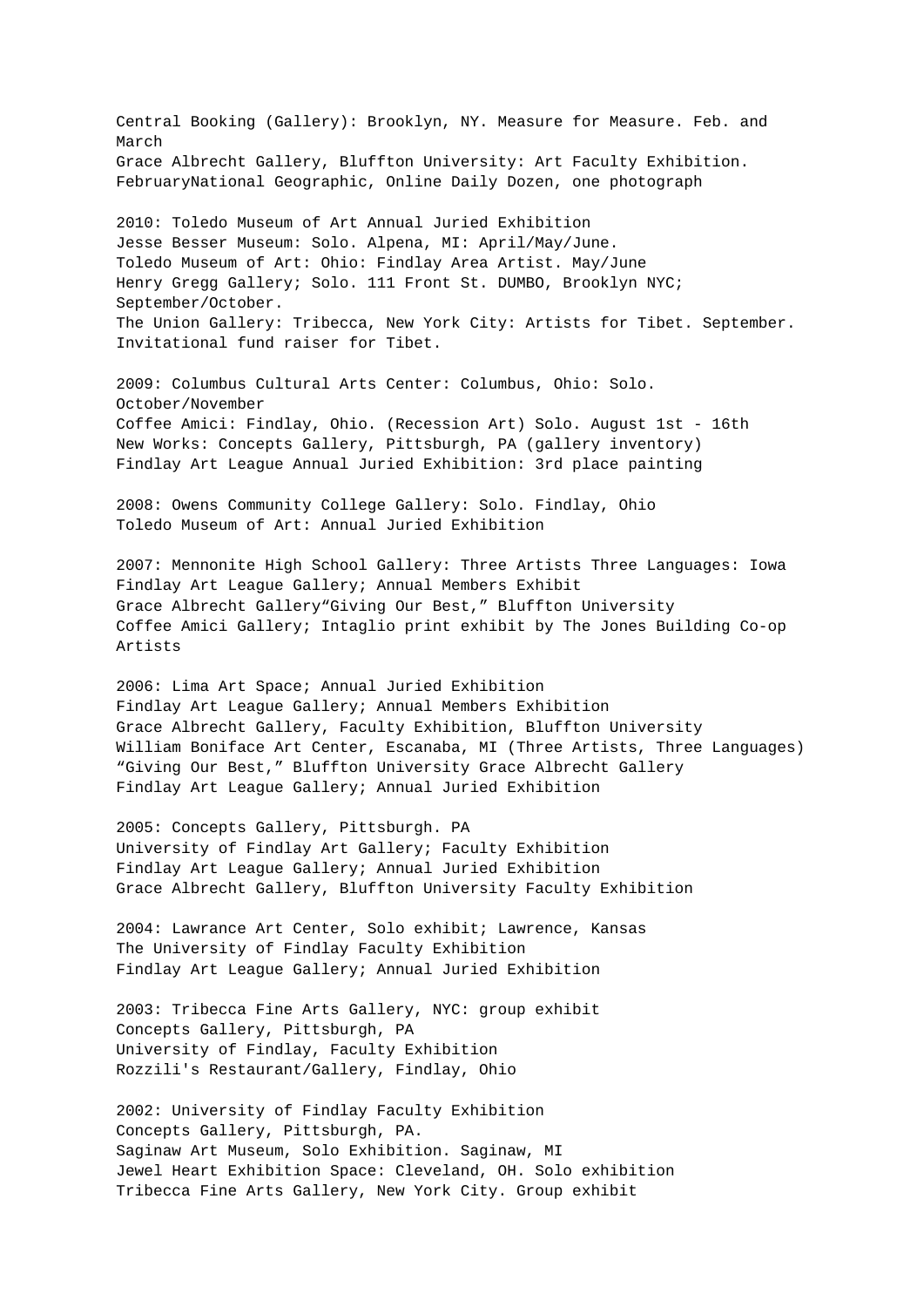Central Booking (Gallery): Brooklyn, NY. Measure for Measure. Feb. and March
Grace Albrecht Gallery, Bluffton University: Art Faculty Exhibition. FebruaryNational Geographic, Online Daily Dozen, one photograph

2010: Toledo Museum of Art Annual Juried Exhibition
Jesse Besser Museum: Solo. Alpena, MI: April/May/June.
Toledo Museum of Art: Ohio: Findlay Area Artist. May/June
Henry Gregg Gallery; Solo. 111 Front St. DUMBO, Brooklyn NYC; September/October.
The Union Gallery: Tribecca, New York City: Artists for Tibet. September. Invitational fund raiser for Tibet.

2009: Columbus Cultural Arts Center: Columbus, Ohio: Solo. October/November
Coffee Amici: Findlay, Ohio. (Recession Art) Solo. August 1st - 16th
New Works: Concepts Gallery, Pittsburgh, PA (gallery inventory)
Findlay Art League Annual Juried Exhibition: 3rd place painting

2008: Owens Community College Gallery: Solo. Findlay, Ohio
Toledo Museum of Art: Annual Juried Exhibition

2007: Mennonite High School Gallery: Three Artists Three Languages: Iowa
Findlay Art League Gallery; Annual Members Exhibit
Grace Albrecht Gallery“Giving Our Best,” Bluffton University
Coffee Amici Gallery; Intaglio print exhibit by The Jones Building Co-op Artists

2006: Lima Art Space; Annual Juried Exhibition
Findlay Art League Gallery; Annual Members Exhibition
Grace Albrecht Gallery, Faculty Exhibition, Bluffton University
William Boniface Art Center, Escanaba, MI (Three Artists, Three Languages)
“Giving Our Best,” Bluffton University Grace Albrecht Gallery
Findlay Art League Gallery; Annual Juried Exhibition

2005: Concepts Gallery, Pittsburgh. PA
University of Findlay Art Gallery; Faculty Exhibition
Findlay Art League Gallery; Annual Juried Exhibition
Grace Albrecht Gallery, Bluffton University Faculty Exhibition

2004: Lawrance Art Center, Solo exhibit; Lawrence, Kansas
The University of Findlay Faculty Exhibition
Findlay Art League Gallery; Annual Juried Exhibition

2003: Tribecca Fine Arts Gallery, NYC: group exhibit
Concepts Gallery, Pittsburgh, PA
University of Findlay, Faculty Exhibition
Rozzili's Restaurant/Gallery, Findlay, Ohio

2002: University of Findlay Faculty Exhibition
Concepts Gallery, Pittsburgh, PA.
Saginaw Art Museum, Solo Exhibition. Saginaw, MI
Jewel Heart Exhibition Space: Cleveland, OH. Solo exhibition
Tribecca Fine Arts Gallery, New York City. Group exhibit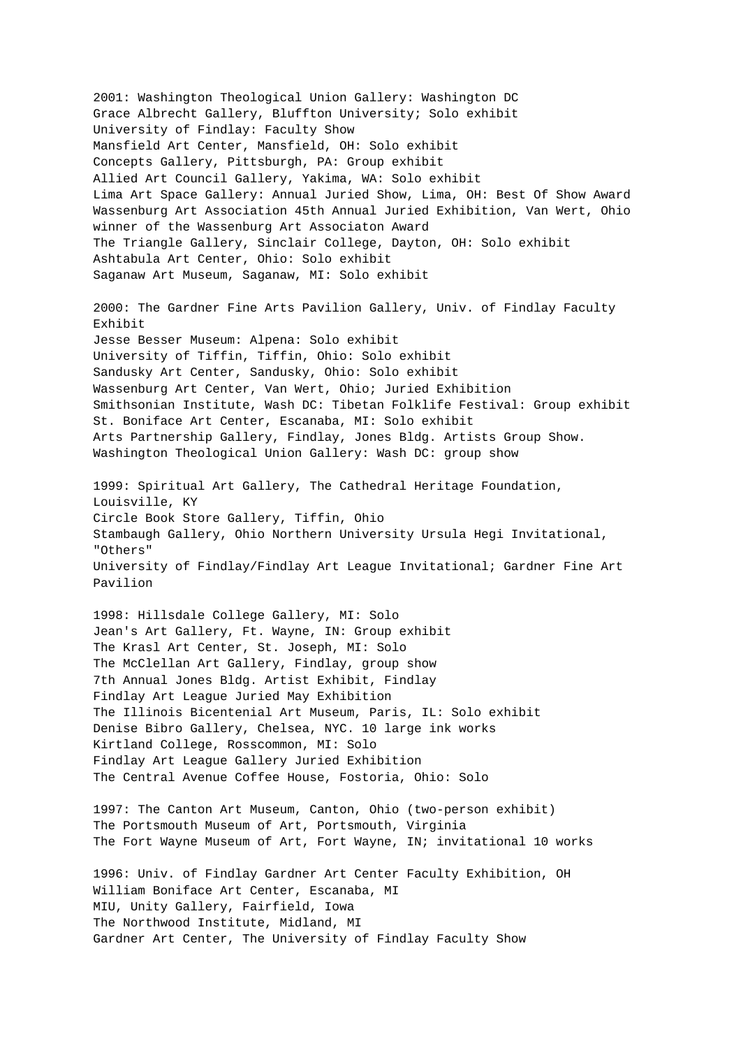2001: Washington Theological Union Gallery: Washington DC
Grace Albrecht Gallery, Bluffton University; Solo exhibit
University of Findlay: Faculty Show
Mansfield Art Center, Mansfield, OH: Solo exhibit
Concepts Gallery, Pittsburgh, PA: Group exhibit
Allied Art Council Gallery, Yakima, WA: Solo exhibit
Lima Art Space Gallery: Annual Juried Show, Lima, OH: Best Of Show Award
Wassenburg Art Association 45th Annual Juried Exhibition, Van Wert, Ohio winner of the Wassenburg Art Associaton Award
The Triangle Gallery, Sinclair College, Dayton, OH: Solo exhibit
Ashtabula Art Center, Ohio: Solo exhibit
Saganaw Art Museum, Saganaw, MI: Solo exhibit

2000: The Gardner Fine Arts Pavilion Gallery, Univ. of Findlay Faculty Exhibit
Jesse Besser Museum: Alpena: Solo exhibit
University of Tiffin, Tiffin, Ohio: Solo exhibit
Sandusky Art Center, Sandusky, Ohio: Solo exhibit
Wassenburg Art Center, Van Wert, Ohio; Juried Exhibition
Smithsonian Institute, Wash DC: Tibetan Folklife Festival: Group exhibit
St. Boniface Art Center, Escanaba, MI: Solo exhibit
Arts Partnership Gallery, Findlay, Jones Bldg. Artists Group Show.
Washington Theological Union Gallery: Wash DC: group show

1999: Spiritual Art Gallery, The Cathedral Heritage Foundation, Louisville, KY
Circle Book Store Gallery, Tiffin, Ohio
Stambaugh Gallery, Ohio Northern University Ursula Hegi Invitational, "Others"
University of Findlay/Findlay Art League Invitational; Gardner Fine Art Pavilion

1998: Hillsdale College Gallery, MI: Solo
Jean's Art Gallery, Ft. Wayne, IN: Group exhibit
The Krasl Art Center, St. Joseph, MI: Solo
The McClellan Art Gallery, Findlay, group show
7th Annual Jones Bldg. Artist Exhibit, Findlay
Findlay Art League Juried May Exhibition
The Illinois Bicentenial Art Museum, Paris, IL: Solo exhibit
Denise Bibro Gallery, Chelsea, NYC. 10 large ink works
Kirtland College, Rosscommon, MI: Solo
Findlay Art League Gallery Juried Exhibition
The Central Avenue Coffee House, Fostoria, Ohio: Solo

1997: The Canton Art Museum, Canton, Ohio (two-person exhibit)
The Portsmouth Museum of Art, Portsmouth, Virginia
The Fort Wayne Museum of Art, Fort Wayne, IN; invitational 10 works

1996: Univ. of Findlay Gardner Art Center Faculty Exhibition, OH
William Boniface Art Center, Escanaba, MI
MIU, Unity Gallery, Fairfield, Iowa
The Northwood Institute, Midland, MI
Gardner Art Center, The University of Findlay Faculty Show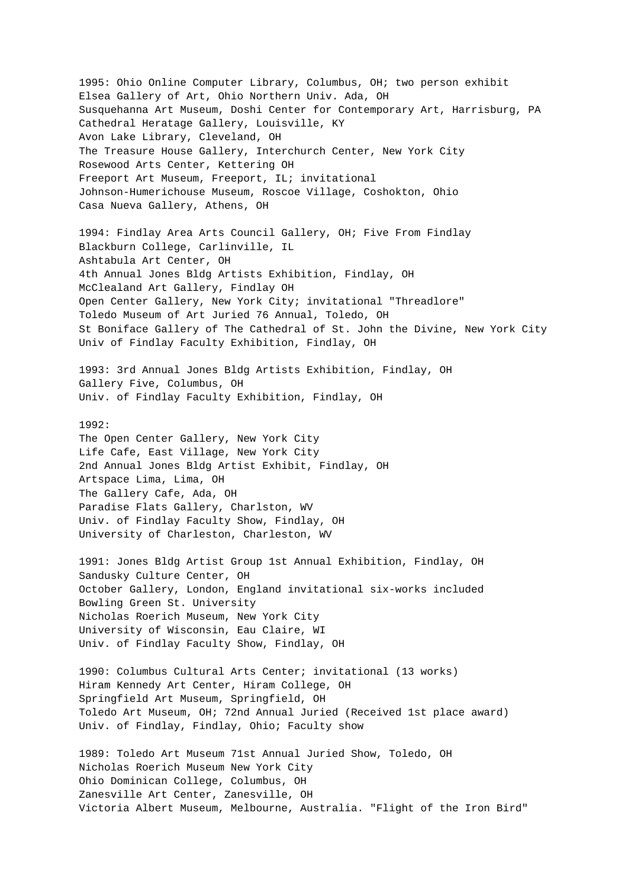1995: Ohio Online Computer Library, Columbus, OH; two person exhibit
Elsea Gallery of Art, Ohio Northern Univ. Ada, OH
Susquehanna Art Museum, Doshi Center for Contemporary Art, Harrisburg, PA
Cathedral Heratage Gallery, Louisville, KY
Avon Lake Library, Cleveland, OH
The Treasure House Gallery, Interchurch Center, New York City
Rosewood Arts Center, Kettering OH
Freeport Art Museum, Freeport, IL; invitational
Johnson-Humerichouse Museum, Roscoe Village, Coshokton, Ohio
Casa Nueva Gallery, Athens, OH

1994: Findlay Area Arts Council Gallery, OH; Five From Findlay
Blackburn College, Carlinville, IL
Ashtabula Art Center, OH
4th Annual Jones Bldg Artists Exhibition, Findlay, OH
McClealand Art Gallery, Findlay OH
Open Center Gallery, New York City; invitational "Threadlore"
Toledo Museum of Art Juried 76 Annual, Toledo, OH
St Boniface Gallery of The Cathedral of St. John the Divine, New York City
Univ of Findlay Faculty Exhibition, Findlay, OH

1993: 3rd Annual Jones Bldg Artists Exhibition, Findlay, OH
Gallery Five, Columbus, OH
Univ. of Findlay Faculty Exhibition, Findlay, OH

1992:
The Open Center Gallery, New York City
Life Cafe, East Village, New York City
2nd Annual Jones Bldg Artist Exhibit, Findlay, OH
Artspace Lima, Lima, OH
The Gallery Cafe, Ada, OH
Paradise Flats Gallery, Charlston, WV
Univ. of Findlay Faculty Show, Findlay, OH
University of Charleston, Charleston, WV

1991: Jones Bldg Artist Group 1st Annual Exhibition, Findlay, OH
Sandusky Culture Center, OH
October Gallery, London, England invitational six-works included
Bowling Green St. University
Nicholas Roerich Museum, New York City
University of Wisconsin, Eau Claire, WI
Univ. of Findlay Faculty Show, Findlay, OH

1990: Columbus Cultural Arts Center; invitational (13 works)
Hiram Kennedy Art Center, Hiram College, OH
Springfield Art Museum, Springfield, OH
Toledo Art Museum, OH; 72nd Annual Juried (Received 1st place award)
Univ. of Findlay, Findlay, Ohio; Faculty show

1989: Toledo Art Museum 71st Annual Juried Show, Toledo, OH
Nicholas Roerich Museum New York City
Ohio Dominican College, Columbus, OH
Zanesville Art Center, Zanesville, OH
Victoria Albert Museum, Melbourne, Australia. "Flight of the Iron Bird"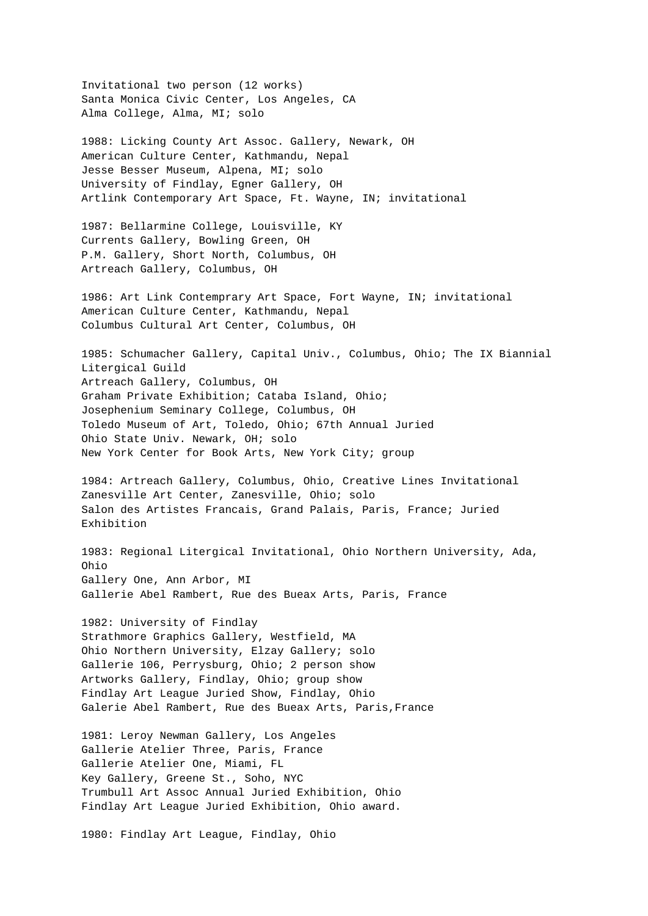Invitational two person (12 works)
Santa Monica Civic Center, Los Angeles, CA
Alma College, Alma, MI; solo

1988: Licking County Art Assoc. Gallery, Newark, OH
American Culture Center, Kathmandu, Nepal
Jesse Besser Museum, Alpena, MI; solo
University of Findlay, Egner Gallery, OH
Artlink Contemporary Art Space, Ft. Wayne, IN; invitational

1987: Bellarmine College, Louisville, KY
Currents Gallery, Bowling Green, OH
P.M. Gallery, Short North, Columbus, OH
Artreach Gallery, Columbus, OH

1986: Art Link Contemprary Art Space, Fort Wayne, IN; invitational
American Culture Center, Kathmandu, Nepal
Columbus Cultural Art Center, Columbus, OH

1985: Schumacher Gallery, Capital Univ., Columbus, Ohio; The IX Biannial Litergical Guild
Artreach Gallery, Columbus, OH
Graham Private Exhibition; Cataba Island, Ohio;
Josephenium Seminary College, Columbus, OH
Toledo Museum of Art, Toledo, Ohio; 67th Annual Juried
Ohio State Univ. Newark, OH; solo
New York Center for Book Arts, New York City; group

1984: Artreach Gallery, Columbus, Ohio, Creative Lines Invitational
Zanesville Art Center, Zanesville, Ohio; solo
Salon des Artistes Francais, Grand Palais, Paris, France; Juried Exhibition

1983: Regional Litergical Invitational, Ohio Northern University, Ada, Ohio
Gallery One, Ann Arbor, MI
Gallerie Abel Rambert, Rue des Bueax Arts, Paris, France

1982: University of Findlay
Strathmore Graphics Gallery, Westfield, MA
Ohio Northern University, Elzay Gallery; solo
Gallerie 106, Perrysburg, Ohio; 2 person show
Artworks Gallery, Findlay, Ohio; group show
Findlay Art League Juried Show, Findlay, Ohio
Galerie Abel Rambert, Rue des Bueax Arts, Paris,France

1981: Leroy Newman Gallery, Los Angeles
Gallerie Atelier Three, Paris, France
Gallerie Atelier One, Miami, FL
Key Gallery, Greene St., Soho, NYC
Trumbull Art Assoc Annual Juried Exhibition, Ohio
Findlay Art League Juried Exhibition, Ohio award.

1980: Findlay Art League, Findlay, Ohio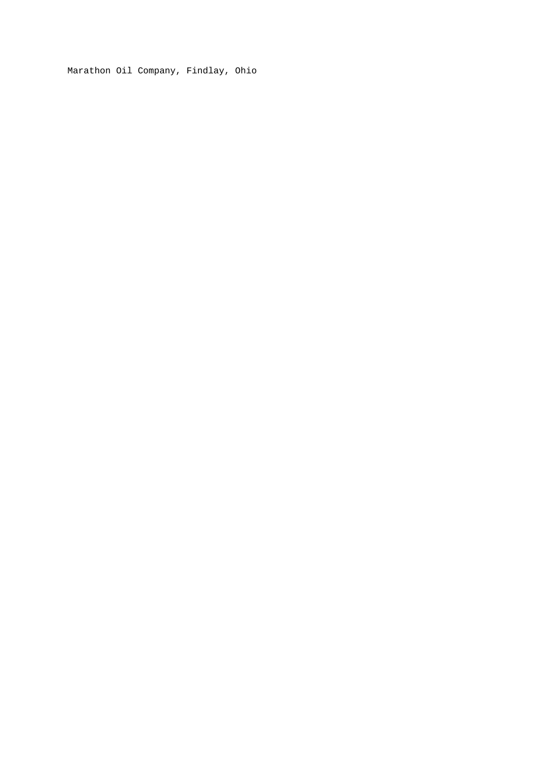Marathon Oil Company, Findlay, Ohio